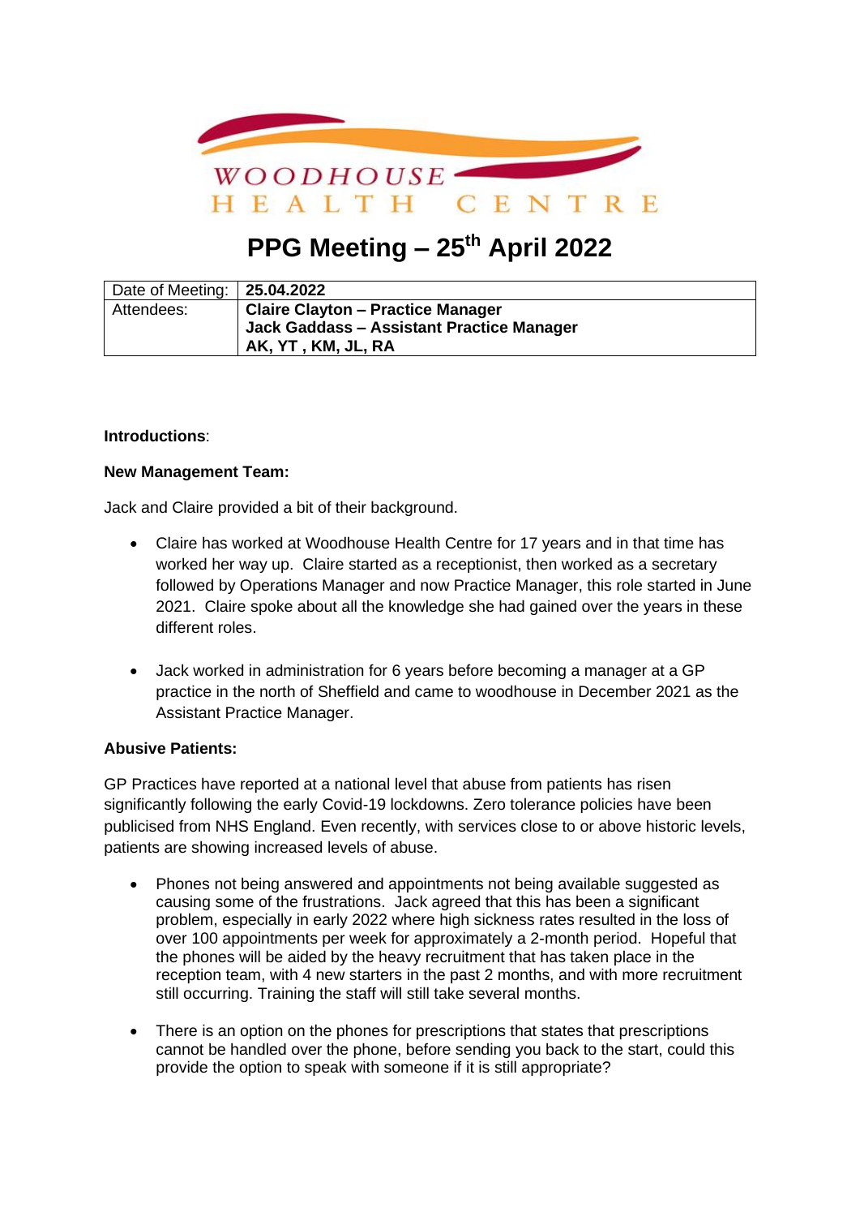WOODHOUSE HEALTH CENTRE

# PPG Meeting – 25th April 2022

| Date of Meeting: | **25.04.2022** |
|---|---|
| Attendees: | **Claire Clayton – Practice Manager**<br>**Jack Gaddass – Assistant Practice Manager**<br>**AK, YT , KM, JL, RA** |

**Introductions**:

**New Management Team:**

Jack and Claire provided a bit of their background.

- Claire has worked at Woodhouse Health Centre for 17 years and in that time has worked her way up. Claire started as a receptionist, then worked as a secretary followed by Operations Manager and now Practice Manager, this role started in June 2021. Claire spoke about all the knowledge she had gained over the years in these different roles.

- Jack worked in administration for 6 years before becoming a manager at a GP practice in the north of Sheffield and came to woodhouse in December 2021 as the Assistant Practice Manager.

**Abusive Patients:**

GP Practices have reported at a national level that abuse from patients has risen significantly following the early Covid-19 lockdowns. Zero tolerance policies have been publicised from NHS England. Even recently, with services close to or above historic levels, patients are showing increased levels of abuse.

- Phones not being answered and appointments not being available suggested as causing some of the frustrations. Jack agreed that this has been a significant problem, especially in early 2022 where high sickness rates resulted in the loss of over 100 appointments per week for approximately a 2-month period. Hopeful that the phones will be aided by the heavy recruitment that has taken place in the reception team, with 4 new starters in the past 2 months, and with more recruitment still occurring. Training the staff will still take several months.

- There is an option on the phones for prescriptions that states that prescriptions cannot be handled over the phone, before sending you back to the start, could this provide the option to speak with someone if it is still appropriate?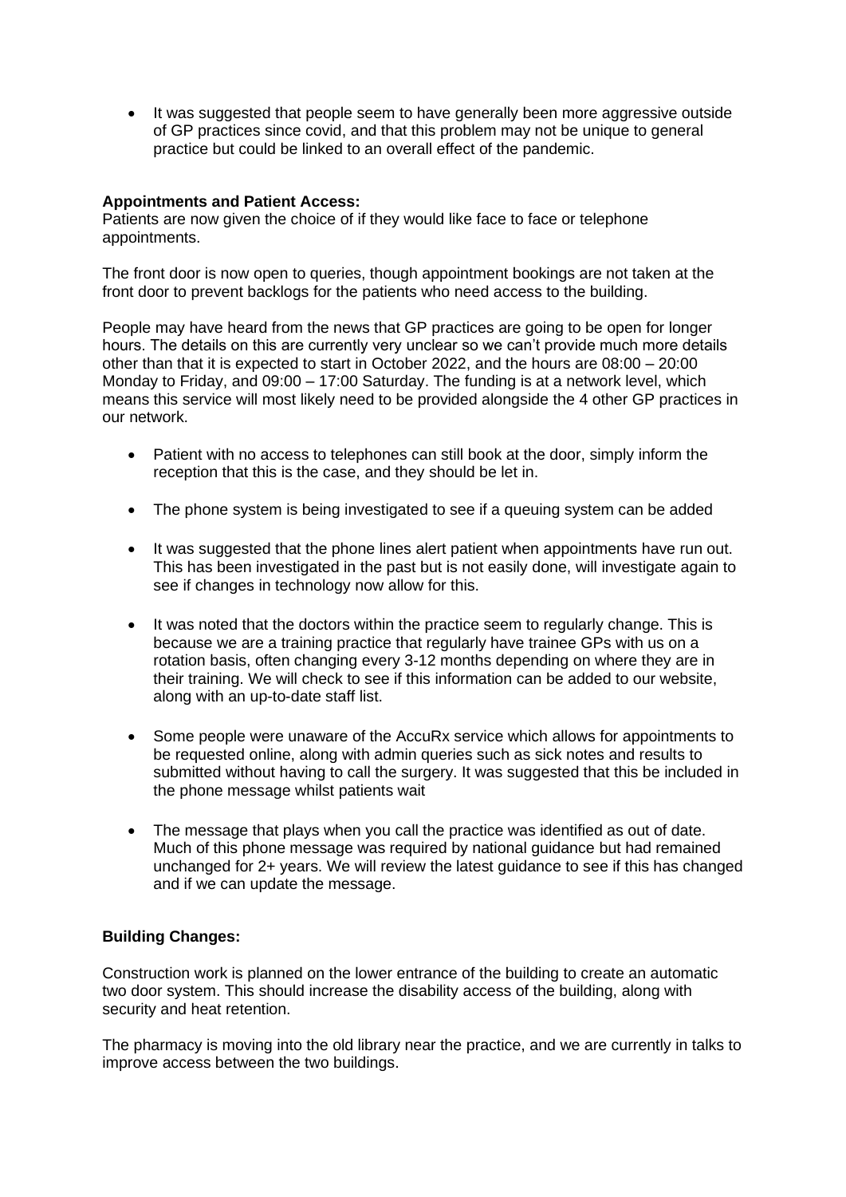- It was suggested that people seem to have generally been more aggressive outside of GP practices since covid, and that this problem may not be unique to general practice but could be linked to an overall effect of the pandemic.

**Appointments and Patient Access:**
Patients are now given the choice of if they would like face to face or telephone appointments.

The front door is now open to queries, though appointment bookings are not taken at the front door to prevent backlogs for the patients who need access to the building.

People may have heard from the news that GP practices are going to be open for longer hours. The details on this are currently very unclear so we can't provide much more details other than that it is expected to start in October 2022, and the hours are 08:00 – 20:00 Monday to Friday, and 09:00 – 17:00 Saturday. The funding is at a network level, which means this service will most likely need to be provided alongside the 4 other GP practices in our network.

- Patient with no access to telephones can still book at the door, simply inform the reception that this is the case, and they should be let in.
- The phone system is being investigated to see if a queuing system can be added
- It was suggested that the phone lines alert patient when appointments have run out. This has been investigated in the past but is not easily done, will investigate again to see if changes in technology now allow for this.
- It was noted that the doctors within the practice seem to regularly change. This is because we are a training practice that regularly have trainee GPs with us on a rotation basis, often changing every 3-12 months depending on where they are in their training. We will check to see if this information can be added to our website, along with an up-to-date staff list.
- Some people were unaware of the AccuRx service which allows for appointments to be requested online, along with admin queries such as sick notes and results to submitted without having to call the surgery. It was suggested that this be included in the phone message whilst patients wait
- The message that plays when you call the practice was identified as out of date. Much of this phone message was required by national guidance but had remained unchanged for 2+ years. We will review the latest guidance to see if this has changed and if we can update the message.

**Building Changes:**

Construction work is planned on the lower entrance of the building to create an automatic two door system. This should increase the disability access of the building, along with security and heat retention.

The pharmacy is moving into the old library near the practice, and we are currently in talks to improve access between the two buildings.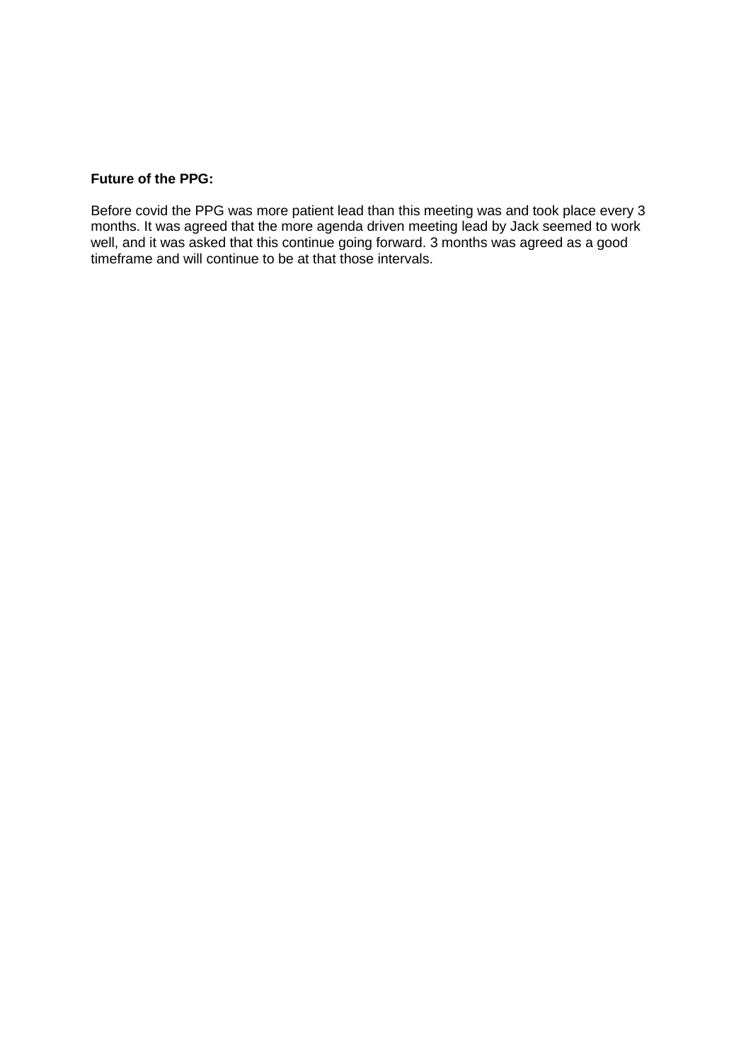**Future of the PPG:**

Before covid the PPG was more patient lead than this meeting was and took place every 3 months. It was agreed that the more agenda driven meeting lead by Jack seemed to work well, and it was asked that this continue going forward. 3 months was agreed as a good timeframe and will continue to be at that those intervals.